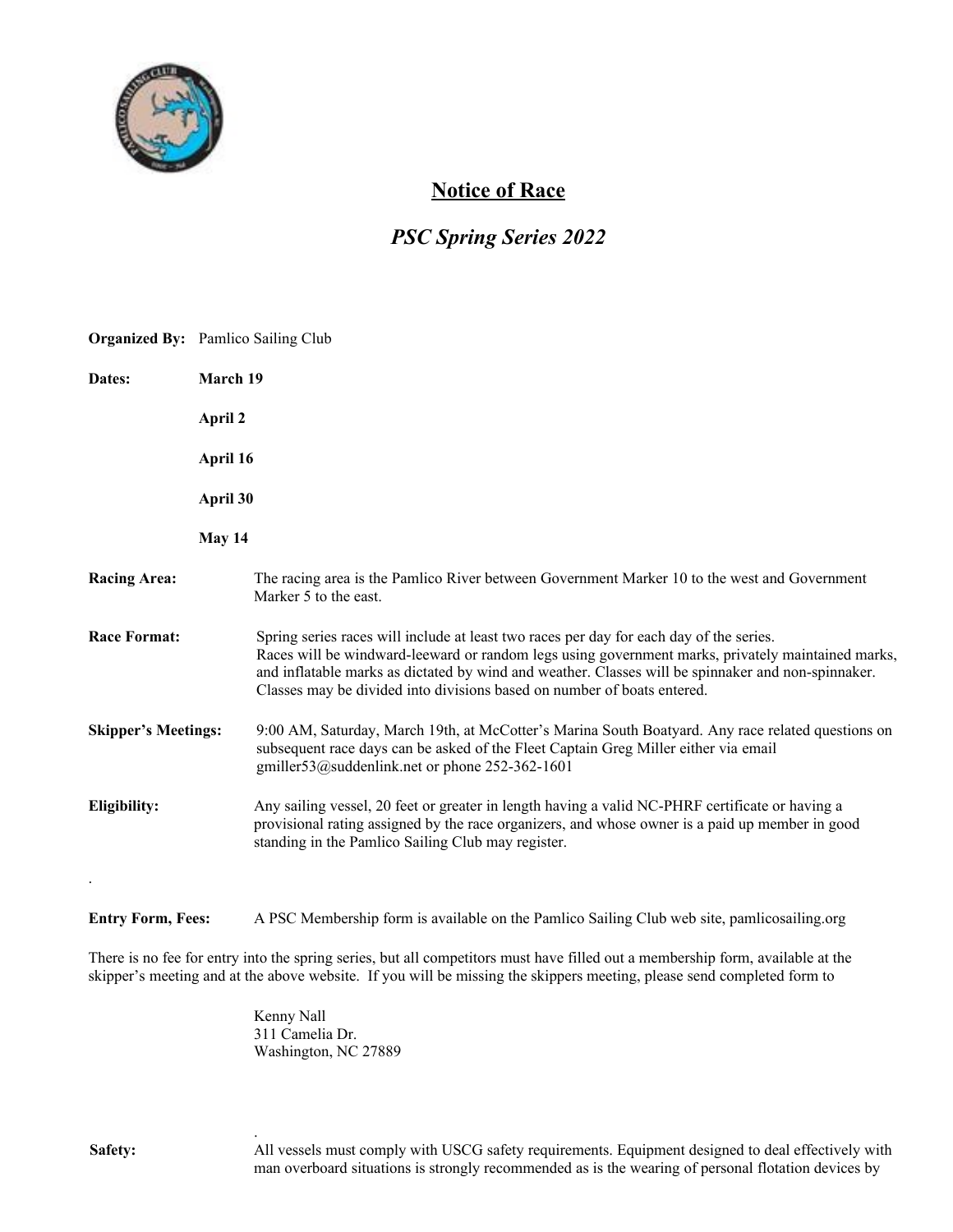# Notice of Race

## *PSC Spring Series 2022*

**Organized By:** Pamlico Sailing Club

**Dates:**

**March 19**

**April 2**

**April 16**

**April 30**

**May 14**

**Racing Area:** The racing area is the Pamlico River between Government Marker 10 to the west and Government Marker 5 to the east.

**Race Format:** Spring series races will include at least two races per day for each day of the series. Races will be windward-leeward or random legs using government marks, privately maintained marks, and inflatable marks as dictated by wind and weather. Classes will be spinnaker and non-spinnaker. Classes may be divided into divisions based on number of boats entered.

**Skipper's Meetings:** 9:00 AM, Saturday, March 19th, at McCotter's Marina South Boatyard. Any race related questions on subsequent race days can be asked of the Fleet Captain Greg Miller either via email gmiller53@suddenlink.net or phone 252-362-1601

**Eligibility:** Any sailing vessel, 20 feet or greater in length having a valid NC-PHRF certificate or having a provisional rating assigned by the race organizers, and whose owner is a paid up member in good standing in the Pamlico Sailing Club may register.

.

**Entry Form, Fees:** A PSC Membership form is available on the Pamlico Sailing Club web site, pamlicosailing.org

There is no fee for entry into the spring series, but all competitors must have filled out a membership form, available at the skipper's meeting and at the above website. If you will be missing the skippers meeting, please send completed form to

Kenny Nall
311 Camelia Dr.
Washington, NC 27889

.

**Safety:** All vessels must comply with USCG safety requirements. Equipment designed to deal effectively with man overboard situations is strongly recommended as is the wearing of personal flotation devices by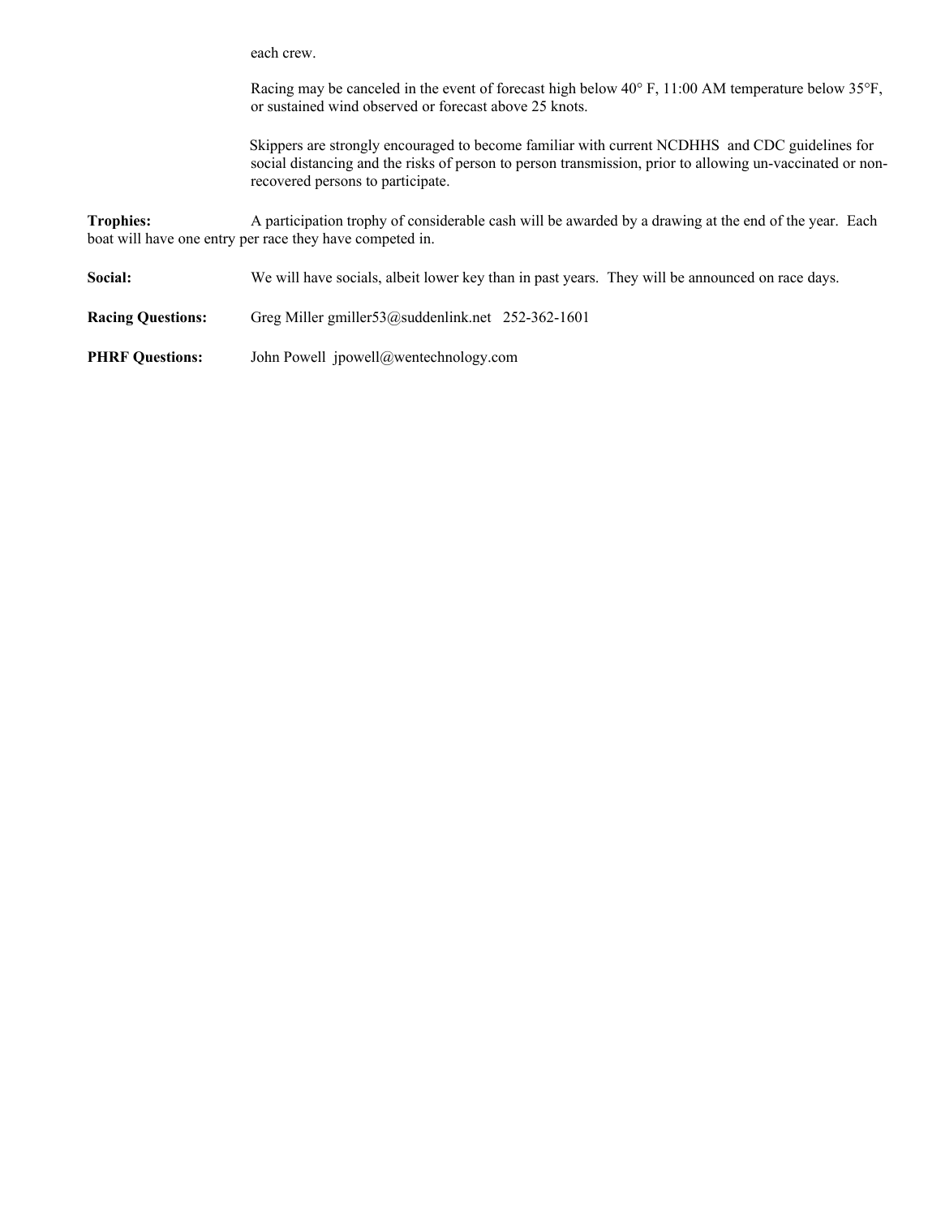each crew.

Racing may be canceled in the event of forecast high below 40° F, 11:00 AM temperature below 35°F, or sustained wind observed or forecast above 25 knots.

Skippers are strongly encouraged to become familiar with current NCDHHS and CDC guidelines for social distancing and the risks of person to person transmission, prior to allowing un-vaccinated or non-recovered persons to participate.

**Trophies:** A participation trophy of considerable cash will be awarded by a drawing at the end of the year. Each boat will have one entry per race they have competed in.

**Social:** We will have socials, albeit lower key than in past years. They will be announced on race days.

**Racing Questions:** Greg Miller gmiller53@suddenlink.net 252-362-1601

**PHRF Questions:** John Powell jpowell@wentechnology.com